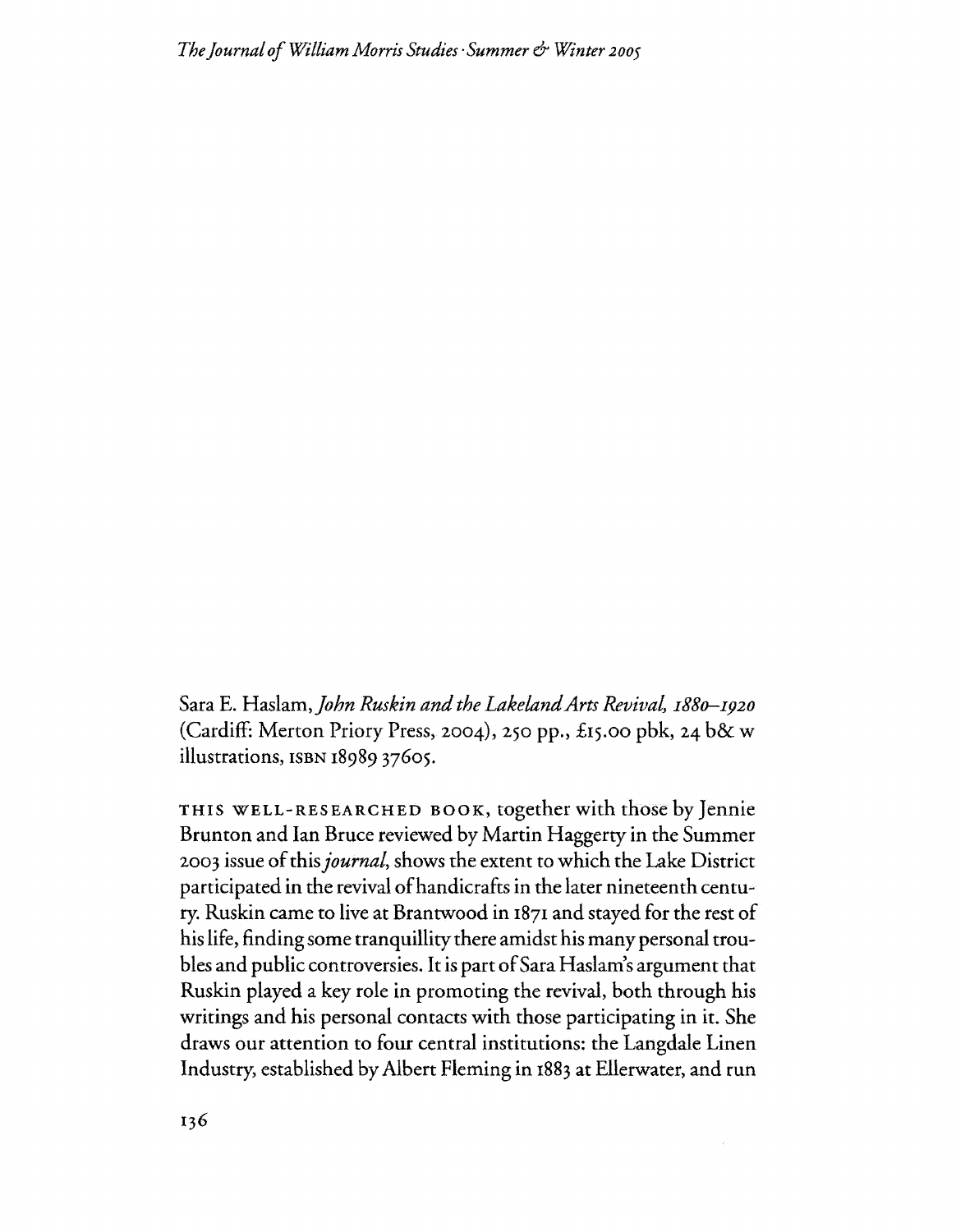Sara E. Haslam, *John Ruskin and the Lakeland Arts Revival, 1880–1920* (Cardiff: Merton Priory Press, 2004), 250 pp., £15.00 pbk, 24 b& w illustrations, ISBN 18989 37605.

THIS WELL-RESEARCHED BOOK, together with those by Jennie Brunton and Ian Bruce reviewed by Martin Haggerty in the Summer 2003 issue of this *journal*, shows the extent to which the Lake District participated in the revival of handicrafts in the later nineteenth century. Ruskin came to live at Brantwood in 1871 and stayed for the rest of his life, finding some tranquillity there amidst his many personal troubles and public controversies. It is part of Sara Haslam's argument that Ruskin played a key role in promoting the revival, both through his writings and his personal contacts with those participating in it. She draws our attention to four central institutions: the Langdale Linen Industry, established by Albert Fleming in 1883 at Ellerwater, and run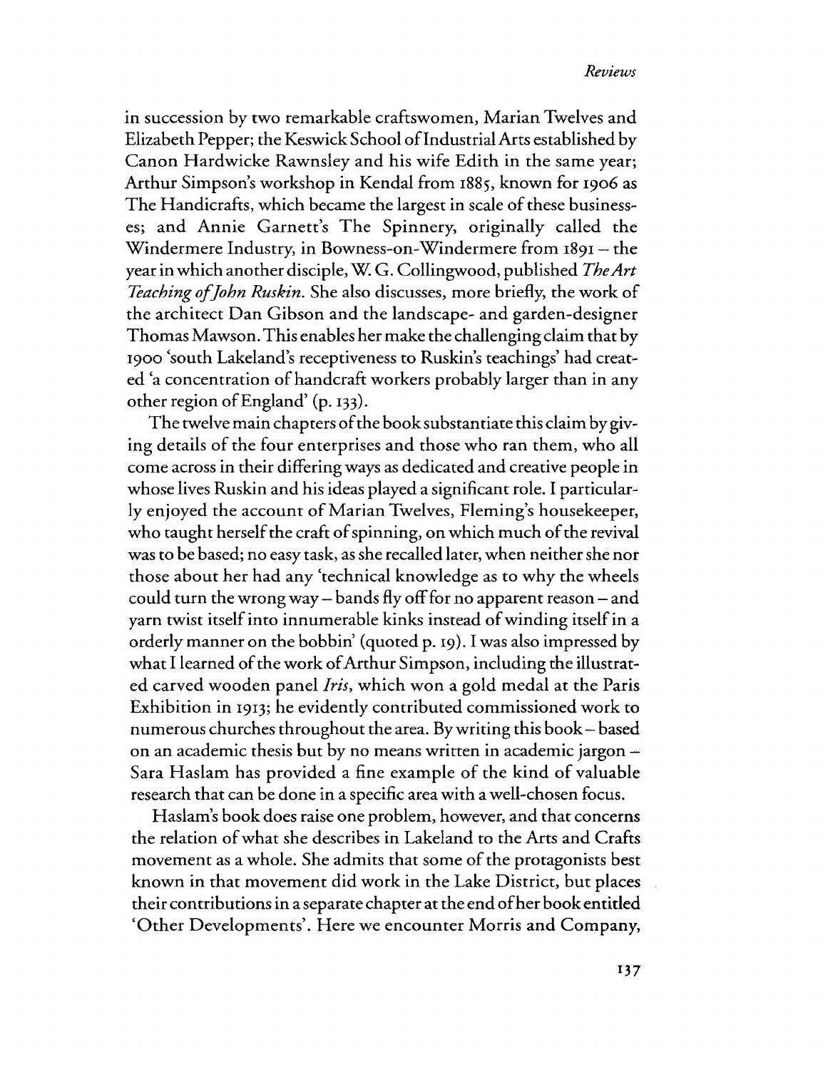in succession by two remarkable craftswomen, Marian Twelves and Elizabeth Pepper; the Keswick School of Industrial Arts established by Canon Hardwicke Rawnsley and his wife Edith in the same year; Arthur Simpson's workshop in Kendal from 1885, known for 1906 as The Handicrafts, which became the largest in scale of these businesses; and Annie Garnett's The Spinnery, originally called the Windermere Industry, in Bowness-on-Windermere from 1891 – the year in which another disciple, W. G. Collingwood, published *The Art Teaching of John Ruskin*. She also discusses, more briefly, the work of the architect Dan Gibson and the landscape- and garden-designer Thomas Mawson. This enables her make the challenging claim that by 1900 'south Lakeland's receptiveness to Ruskin's teachings' had created 'a concentration of handcraft workers probably larger than in any other region of England' (p. 133).

The twelve main chapters of the book substantiate this claim by giving details of the four enterprises and those who ran them, who all come across in their differing ways as dedicated and creative people in whose lives Ruskin and his ideas played a significant role. I particularly enjoyed the account of Marian Twelves, Fleming's housekeeper, who taught herself the craft of spinning, on which much of the revival was to be based; no easy task, as she recalled later, when neither she nor those about her had any 'technical knowledge as to why the wheels could turn the wrong way – bands fly off for no apparent reason – and yarn twist itself into innumerable kinks instead of winding itself in a orderly manner on the bobbin' (quoted p. 19). I was also impressed by what I learned of the work of Arthur Simpson, including the illustrated carved wooden panel *Iris*, which won a gold medal at the Paris Exhibition in 1913; he evidently contributed commissioned work to numerous churches throughout the area. By writing this book – based on an academic thesis but by no means written in academic jargon – Sara Haslam has provided a fine example of the kind of valuable research that can be done in a specific area with a well-chosen focus.

Haslam's book does raise one problem, however, and that concerns the relation of what she describes in Lakeland to the Arts and Crafts movement as a whole. She admits that some of the protagonists best known in that movement did work in the Lake District, but places their contributions in a separate chapter at the end of her book entitled 'Other Developments'. Here we encounter Morris and Company,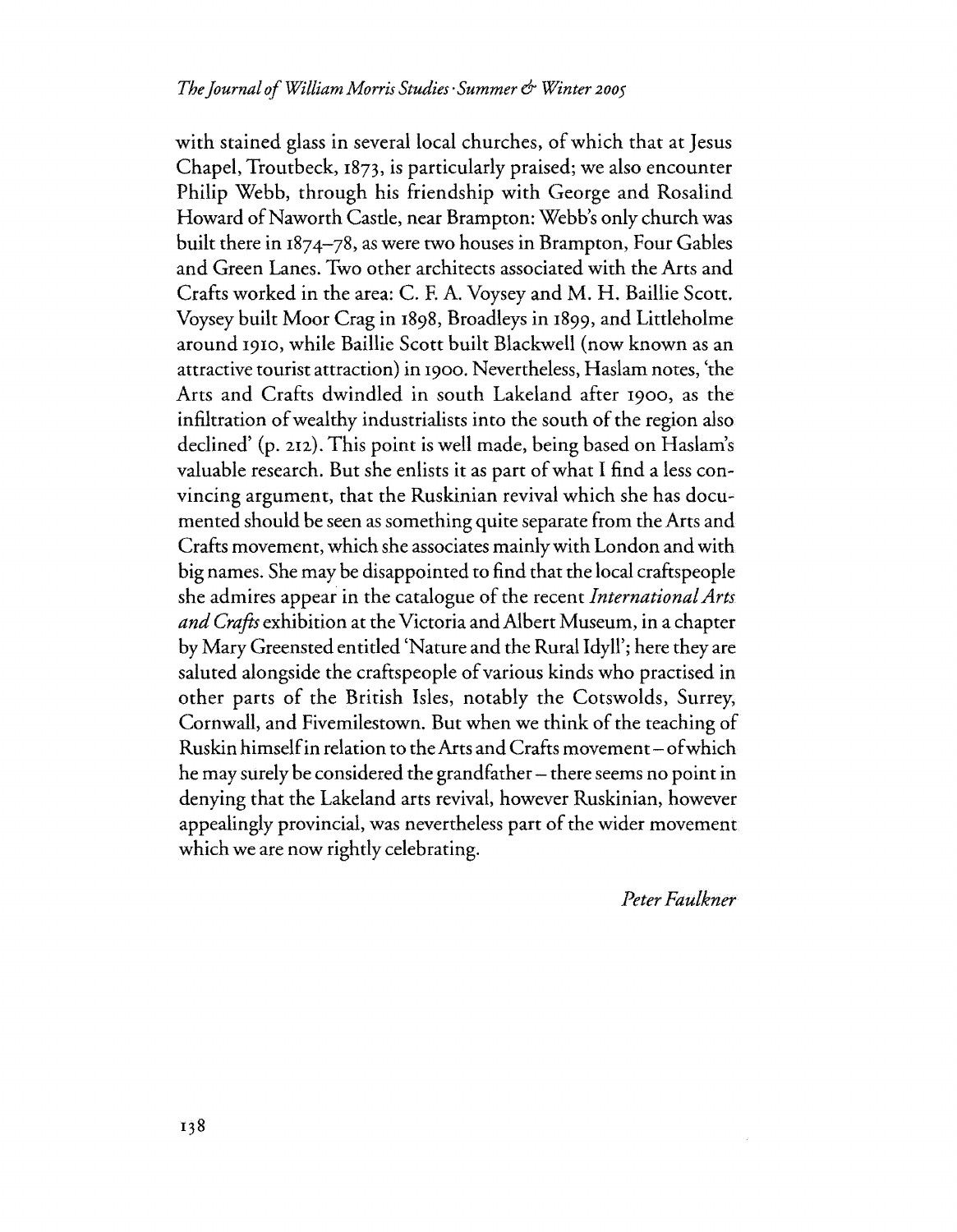with stained glass in several local churches, of which that at Jesus Chapel, Troutbeck, 1873, is particularly praised; we also encounter Philip Webb, through his friendship with George and Rosalind Howard of Naworth Castle, near Brampton: Webb's only church was built there in 1874–78, as were two houses in Brampton, Four Gables and Green Lanes. Two other architects associated with the Arts and Crafts worked in the area: C. F. A. Voysey and M. H. Baillie Scott. Voysey built Moor Crag in 1898, Broadleys in 1899, and Littleholme around 1910, while Baillie Scott built Blackwell (now known as an attractive tourist attraction) in 1900. Nevertheless, Haslam notes, 'the Arts and Crafts dwindled in south Lakeland after 1900, as the infiltration of wealthy industrialists into the south of the region also declined' (p. 212). This point is well made, being based on Haslam's valuable research. But she enlists it as part of what I find a less convincing argument, that the Ruskinian revival which she has documented should be seen as something quite separate from the Arts and Crafts movement, which she associates mainly with London and with big names. She may be disappointed to find that the local craftspeople she admires appear in the catalogue of the recent *International Arts and Crafts* exhibition at the Victoria and Albert Museum, in a chapter by Mary Greensted entitled 'Nature and the Rural Idyll'; here they are saluted alongside the craftspeople of various kinds who practised in other parts of the British Isles, notably the Cotswolds, Surrey, Cornwall, and Fivemilestown. But when we think of the teaching of Ruskin himself in relation to the Arts and Crafts movement – of which he may surely be considered the grandfather – there seems no point in denying that the Lakeland arts revival, however Ruskinian, however appealingly provincial, was nevertheless part of the wider movement which we are now rightly celebrating.

*Peter Faulkner*